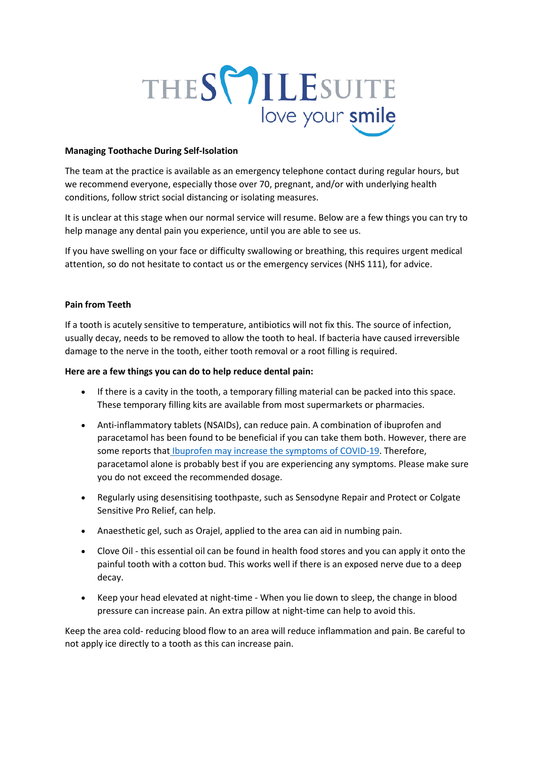# THE SMILE SUITE

love your smile

**Managing Toothache During Self-Isolation**

The team at the practice is available as an emergency telephone contact during regular hours, but we recommend everyone, especially those over 70, pregnant, and/or with underlying health conditions, follow strict social distancing or isolating measures.

It is unclear at this stage when our normal service will resume. Below are a few things you can try to help manage any dental pain you experience, until you are able to see us.

If you have swelling on your face or difficulty swallowing or breathing, this requires urgent medical attention, so do not hesitate to contact us or the emergency services (NHS 111), for advice.

**Pain from Teeth**

If a tooth is acutely sensitive to temperature, antibiotics will not fix this. The source of infection, usually decay, needs to be removed to allow the tooth to heal. If bacteria have caused irreversible damage to the nerve in the tooth, either tooth removal or a root filling is required.

**Here are a few things you can do to help reduce dental pain:**

- If there is a cavity in the tooth, a temporary filling material can be packed into this space. These temporary filling kits are available from most supermarkets or pharmacies.
- Anti-inflammatory tablets (NSAIDs), can reduce pain. A combination of ibuprofen and paracetamol has been found to be beneficial if you can take them both. However, there are some reports that Ibuprofen may increase the symptoms of COVID-19. Therefore, paracetamol alone is probably best if you are experiencing any symptoms. Please make sure you do not exceed the recommended dosage.
- Regularly using desensitising toothpaste, such as Sensodyne Repair and Protect or Colgate Sensitive Pro Relief, can help.
- Anaesthetic gel, such as Orajel, applied to the area can aid in numbing pain.
- Clove Oil - this essential oil can be found in health food stores and you can apply it onto the painful tooth with a cotton bud. This works well if there is an exposed nerve due to a deep decay.
- Keep your head elevated at night-time - When you lie down to sleep, the change in blood pressure can increase pain. An extra pillow at night-time can help to avoid this.

Keep the area cold- reducing blood flow to an area will reduce inflammation and pain. Be careful to not apply ice directly to a tooth as this can increase pain.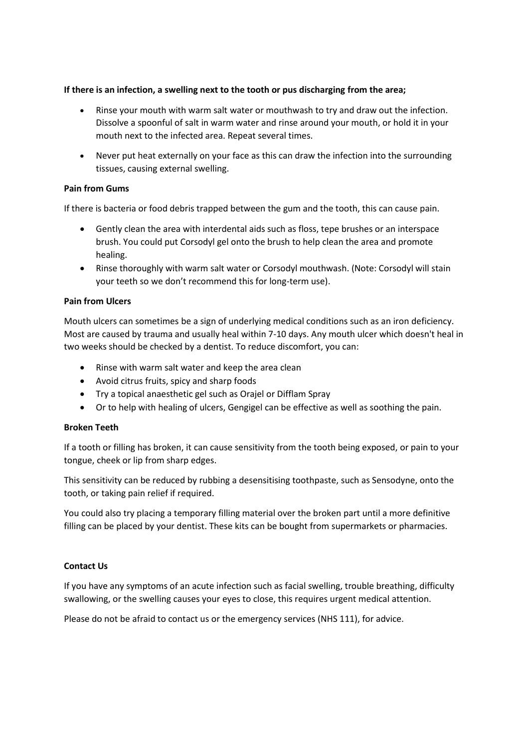**If there is an infection, a swelling next to the tooth or pus discharging from the area;**

- Rinse your mouth with warm salt water or mouthwash to try and draw out the infection. Dissolve a spoonful of salt in warm water and rinse around your mouth, or hold it in your mouth next to the infected area. Repeat several times.
- Never put heat externally on your face as this can draw the infection into the surrounding tissues, causing external swelling.

**Pain from Gums**

If there is bacteria or food debris trapped between the gum and the tooth, this can cause pain.

- Gently clean the area with interdental aids such as floss, tepe brushes or an interspace brush. You could put Corsodyl gel onto the brush to help clean the area and promote healing.
- Rinse thoroughly with warm salt water or Corsodyl mouthwash. (Note: Corsodyl will stain your teeth so we don't recommend this for long-term use).

**Pain from Ulcers**

Mouth ulcers can sometimes be a sign of underlying medical conditions such as an iron deficiency. Most are caused by trauma and usually heal within 7-10 days. Any mouth ulcer which doesn't heal in two weeks should be checked by a dentist. To reduce discomfort, you can:

- Rinse with warm salt water and keep the area clean
- Avoid citrus fruits, spicy and sharp foods
- Try a topical anaesthetic gel such as Orajel or Difflam Spray
- Or to help with healing of ulcers, Gengigel can be effective as well as soothing the pain.

**Broken Teeth**

If a tooth or filling has broken, it can cause sensitivity from the tooth being exposed, or pain to your tongue, cheek or lip from sharp edges.

This sensitivity can be reduced by rubbing a desensitising toothpaste, such as Sensodyne, onto the tooth, or taking pain relief if required.

You could also try placing a temporary filling material over the broken part until a more definitive filling can be placed by your dentist. These kits can be bought from supermarkets or pharmacies.

**Contact Us**

If you have any symptoms of an acute infection such as facial swelling, trouble breathing, difficulty swallowing, or the swelling causes your eyes to close, this requires urgent medical attention.

Please do not be afraid to contact us or the emergency services (NHS 111), for advice.